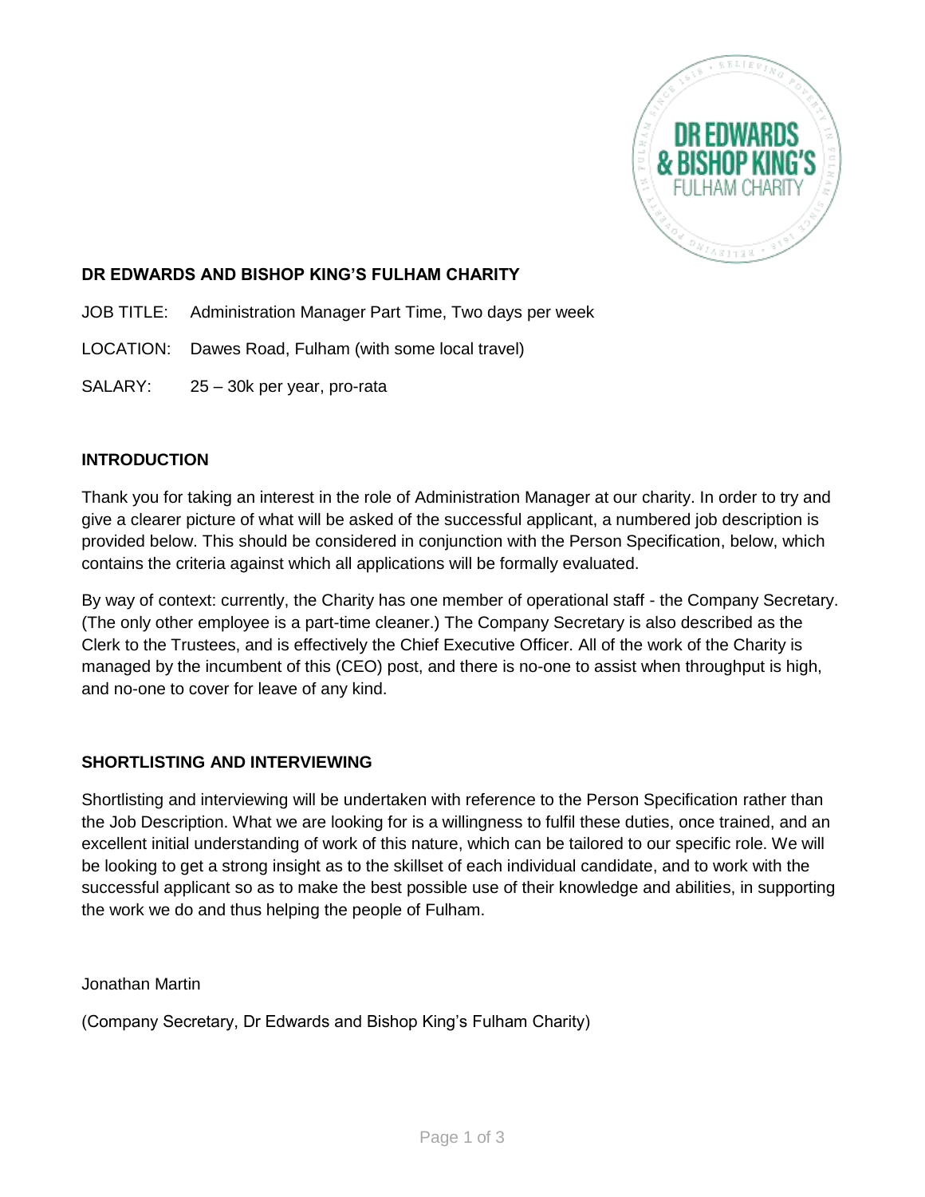## DR EDWARDS AND BISHOP KING'S FULHAM CHARITY

JOB TITLE: Administration Manager Part Time, Two days per week

LOCATION: Dawes Road, Fulham (with some local travel)

SALARY: 25 – 30k per year, pro-rata

### INTRODUCTION

Thank you for taking an interest in the role of Administration Manager at our charity. In order to try and give a clearer picture of what will be asked of the successful applicant, a numbered job description is provided below. This should be considered in conjunction with the Person Specification, below, which contains the criteria against which all applications will be formally evaluated.

By way of context: currently, the Charity has one member of operational staff - the Company Secretary. (The only other employee is a part-time cleaner.) The Company Secretary is also described as the Clerk to the Trustees, and is effectively the Chief Executive Officer. All of the work of the Charity is managed by the incumbent of this (CEO) post, and there is no-one to assist when throughput is high, and no-one to cover for leave of any kind.

### SHORTLISTING AND INTERVIEWING

Shortlisting and interviewing will be undertaken with reference to the Person Specification rather than the Job Description. What we are looking for is a willingness to fulfil these duties, once trained, and an excellent initial understanding of work of this nature, which can be tailored to our specific role. We will be looking to get a strong insight as to the skillset of each individual candidate, and to work with the successful applicant so as to make the best possible use of their knowledge and abilities, in supporting the work we do and thus helping the people of Fulham.

Jonathan Martin

(Company Secretary, Dr Edwards and Bishop King's Fulham Charity)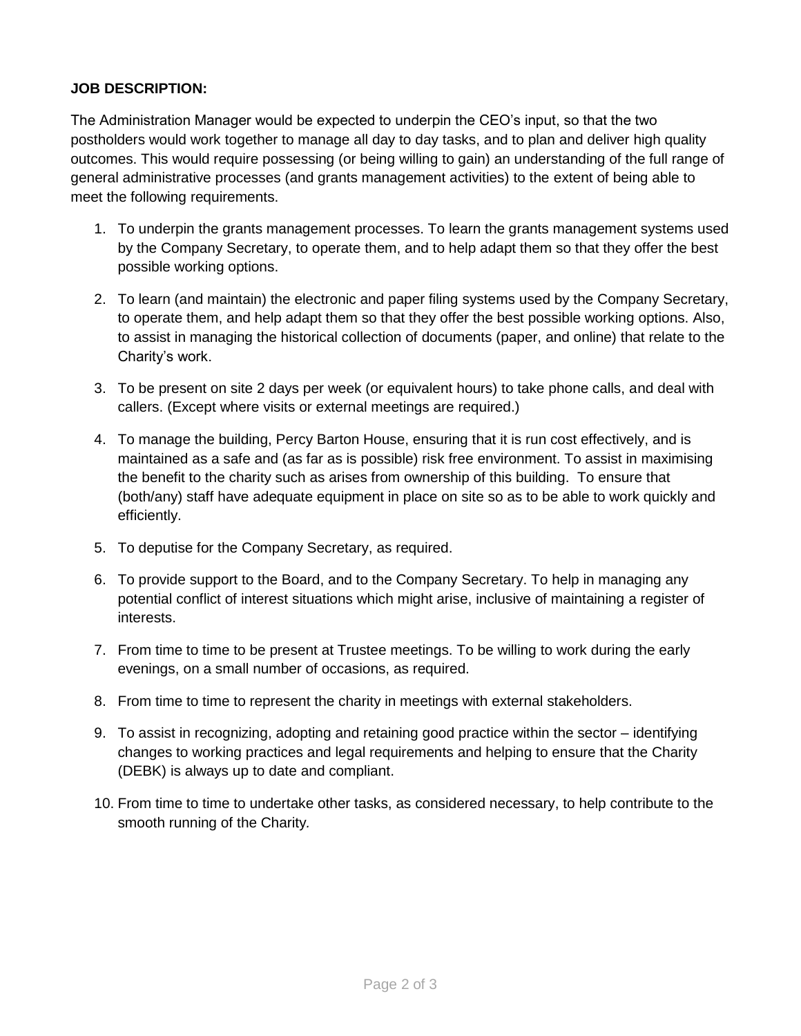**JOB DESCRIPTION:**

The Administration Manager would be expected to underpin the CEO's input, so that the two postholders would work together to manage all day to day tasks, and to plan and deliver high quality outcomes. This would require possessing (or being willing to gain) an understanding of the full range of general administrative processes (and grants management activities) to the extent of being able to meet the following requirements.

1. To underpin the grants management processes. To learn the grants management systems used by the Company Secretary, to operate them, and to help adapt them so that they offer the best possible working options.

2. To learn (and maintain) the electronic and paper filing systems used by the Company Secretary, to operate them, and help adapt them so that they offer the best possible working options. Also, to assist in managing the historical collection of documents (paper, and online) that relate to the Charity's work.

3. To be present on site 2 days per week (or equivalent hours) to take phone calls, and deal with callers. (Except where visits or external meetings are required.)

4. To manage the building, Percy Barton House, ensuring that it is run cost effectively, and is maintained as a safe and (as far as is possible) risk free environment. To assist in maximising the benefit to the charity such as arises from ownership of this building. To ensure that (both/any) staff have adequate equipment in place on site so as to be able to work quickly and efficiently.

5. To deputise for the Company Secretary, as required.

6. To provide support to the Board, and to the Company Secretary. To help in managing any potential conflict of interest situations which might arise, inclusive of maintaining a register of interests.

7. From time to time to be present at Trustee meetings. To be willing to work during the early evenings, on a small number of occasions, as required.

8. From time to time to represent the charity in meetings with external stakeholders.

9. To assist in recognizing, adopting and retaining good practice within the sector – identifying changes to working practices and legal requirements and helping to ensure that the Charity (DEBK) is always up to date and compliant.

10. From time to time to undertake other tasks, as considered necessary, to help contribute to the smooth running of the Charity.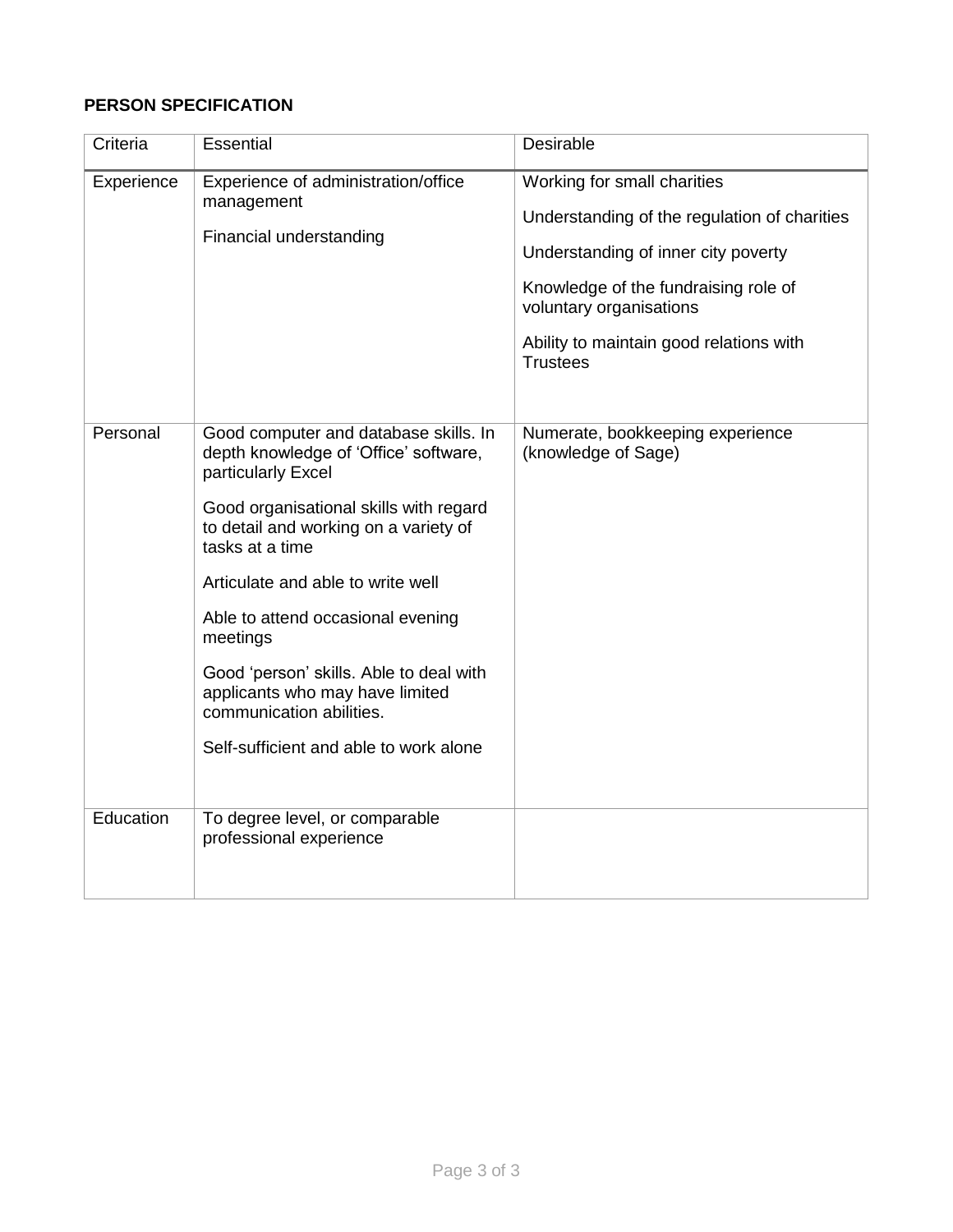**PERSON SPECIFICATION**

| Criteria | Essential | Desirable |
|---|---|---|
| Experience | Experience of administration/office management<br><br>Financial understanding | Working for small charities<br><br>Understanding of the regulation of charities<br><br>Understanding of inner city poverty<br><br>Knowledge of the fundraising role of voluntary organisations<br><br>Ability to maintain good relations with Trustees |
| Personal | Good computer and database skills. In depth knowledge of 'Office' software, particularly Excel<br><br>Good organisational skills with regard to detail and working on a variety of tasks at a time<br><br>Articulate and able to write well<br><br>Able to attend occasional evening meetings<br><br>Good 'person' skills. Able to deal with applicants who may have limited communication abilities.<br><br>Self-sufficient and able to work alone | Numerate, bookkeeping experience (knowledge of Sage) |
| Education | To degree level, or comparable professional experience | |